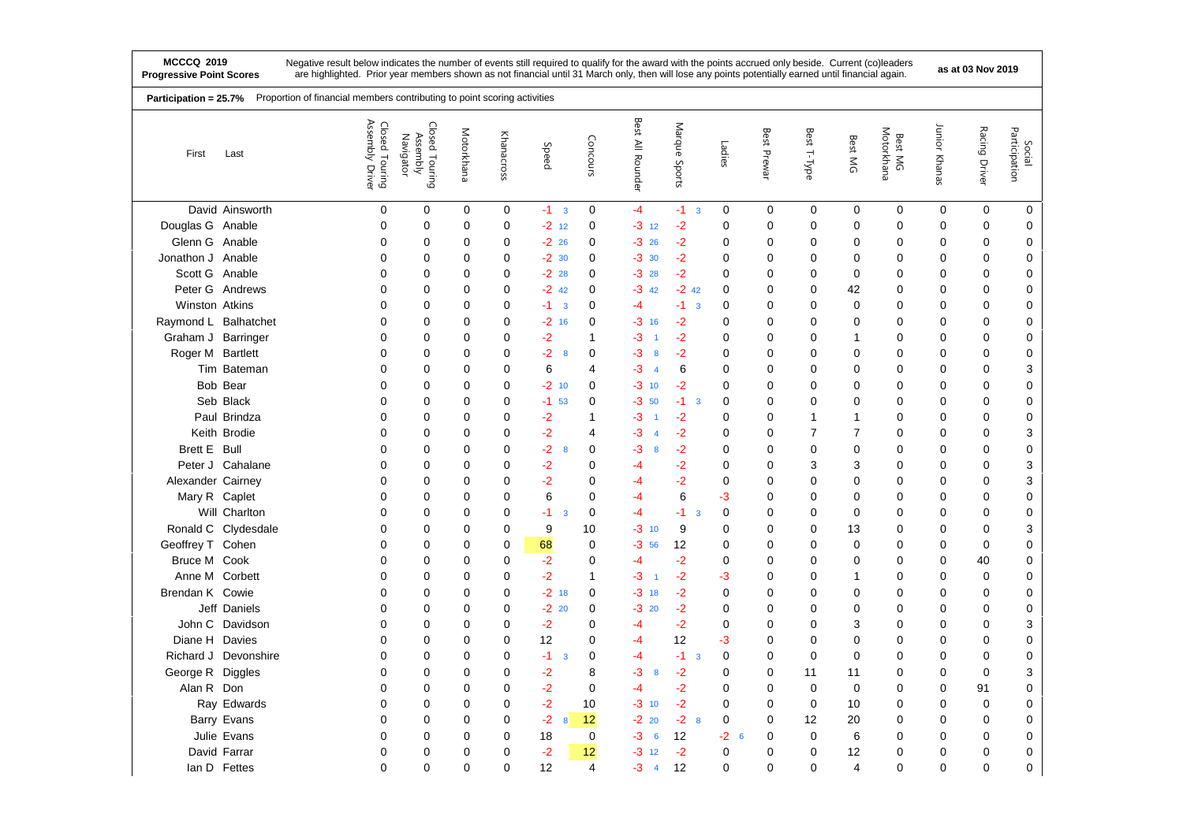**MCCCQ 2019**
**Progressive Point Scores**

Negative result below indicates the number of events still required to qualify for the award with the points accrued only beside. Current (co)leaders are highlighted. Prior year members shown as not financial until 31 March only, then will lose any points potentially earned until financial again.

**as at 03 Nov 2019**

**Participation = 25.7%** Proportion of financial members contributing to point scoring activities

| First | Last | Closed Touring Assembly Driver | Closed Touring Assembly Navigator | Motorkhana | Khanacross | Speed | Concours | Best All Rounder | Marque Sports | Ladies | Best Prewar | Best T-Type | Best MG | Best MG Motorkhana | Junior Khanas | Racing Driver | Social Participation |
|---|---|---|---|---|---|---|---|---|---|---|---|---|---|---|---|---|---|
| David | Ainsworth | 0 | 0 | 0 | 0 | -1 3 | 0 | -4 | -1 3 | 0 | 0 | 0 | 0 | 0 | 0 | 0 | 0 |
| Douglas G | Anable | 0 | 0 | 0 | 0 | -2 12 | 0 | -3 12 | -2 | 0 | 0 | 0 | 0 | 0 | 0 | 0 | 0 |
| Glenn G | Anable | 0 | 0 | 0 | 0 | -2 26 | 0 | -3 26 | -2 | 0 | 0 | 0 | 0 | 0 | 0 | 0 | 0 |
| Jonathon J | Anable | 0 | 0 | 0 | 0 | -2 30 | 0 | -3 30 | -2 | 0 | 0 | 0 | 0 | 0 | 0 | 0 | 0 |
| Scott G | Anable | 0 | 0 | 0 | 0 | -2 28 | 0 | -3 28 | -2 | 0 | 0 | 0 | 0 | 0 | 0 | 0 | 0 |
| Peter G | Andrews | 0 | 0 | 0 | 0 | -2 42 | 0 | -3 42 | -2 42 | 0 | 0 | 0 | 42 | 0 | 0 | 0 | 0 |
| Winston | Atkins | 0 | 0 | 0 | 0 | -1 3 | 0 | -4 | -1 3 | 0 | 0 | 0 | 0 | 0 | 0 | 0 | 0 |
| Raymond L | Balhatchet | 0 | 0 | 0 | 0 | -2 16 | 0 | -3 16 | -2 | 0 | 0 | 0 | 0 | 0 | 0 | 0 | 0 |
| Graham J | Barringer | 0 | 0 | 0 | 0 | -2 | 1 | -3 1 | -2 | 0 | 0 | 0 | 1 | 0 | 0 | 0 | 0 |
| Roger M | Bartlett | 0 | 0 | 0 | 0 | -2 8 | 0 | -3 8 | -2 | 0 | 0 | 0 | 0 | 0 | 0 | 0 | 0 |
| Tim | Bateman | 0 | 0 | 0 | 0 | 6 | 4 | -3 4 | 6 | 0 | 0 | 0 | 0 | 0 | 0 | 0 | 3 |
| Bob | Bear | 0 | 0 | 0 | 0 | -2 10 | 0 | -3 10 | -2 | 0 | 0 | 0 | 0 | 0 | 0 | 0 | 0 |
| Seb | Black | 0 | 0 | 0 | 0 | -1 53 | 0 | -3 50 | -1 3 | 0 | 0 | 0 | 0 | 0 | 0 | 0 | 0 |
| Paul | Brindza | 0 | 0 | 0 | 0 | -2 | 1 | -3 1 | -2 | 0 | 0 | 1 | 1 | 0 | 0 | 0 | 0 |
| Keith | Brodie | 0 | 0 | 0 | 0 | -2 | 4 | -3 4 | -2 | 0 | 0 | 7 | 7 | 0 | 0 | 0 | 3 |
| Brett E | Bull | 0 | 0 | 0 | 0 | -2 8 | 0 | -3 8 | -2 | 0 | 0 | 0 | 0 | 0 | 0 | 0 | 0 |
| Peter J | Cahalane | 0 | 0 | 0 | 0 | -2 | 0 | -4 | -2 | 0 | 0 | 3 | 3 | 0 | 0 | 0 | 3 |
| Alexander | Cairney | 0 | 0 | 0 | 0 | -2 | 0 | -4 | -2 | 0 | 0 | 0 | 0 | 0 | 0 | 0 | 3 |
| Mary R | Caplet | 0 | 0 | 0 | 0 | 6 | 0 | -4 | 6 | -3 | 0 | 0 | 0 | 0 | 0 | 0 | 0 |
| Will | Charlton | 0 | 0 | 0 | 0 | -1 3 | 0 | -4 | -1 3 | 0 | 0 | 0 | 0 | 0 | 0 | 0 | 0 |
| Ronald C | Clydesdale | 0 | 0 | 0 | 0 | 9 | 10 | -3 10 | 9 | 0 | 0 | 0 | 13 | 0 | 0 | 0 | 3 |
| Geoffrey T | Cohen | 0 | 0 | 0 | 0 | 68 | 0 | -3 56 | 12 | 0 | 0 | 0 | 0 | 0 | 0 | 0 | 0 |
| Bruce M | Cook | 0 | 0 | 0 | 0 | -2 | 0 | -4 | -2 | 0 | 0 | 0 | 0 | 0 | 0 | 40 | 0 |
| Anne M | Corbett | 0 | 0 | 0 | 0 | -2 | 1 | -3 1 | -2 | -3 | 0 | 0 | 1 | 0 | 0 | 0 | 0 |
| Brendan K | Cowie | 0 | 0 | 0 | 0 | -2 18 | 0 | -3 18 | -2 | 0 | 0 | 0 | 0 | 0 | 0 | 0 | 0 |
| Jeff | Daniels | 0 | 0 | 0 | 0 | -2 20 | 0 | -3 20 | -2 | 0 | 0 | 0 | 0 | 0 | 0 | 0 | 0 |
| John C | Davidson | 0 | 0 | 0 | 0 | -2 | 0 | -4 | -2 | 0 | 0 | 0 | 3 | 0 | 0 | 0 | 3 |
| Diane H | Davies | 0 | 0 | 0 | 0 | 12 | 0 | -4 | 12 | -3 | 0 | 0 | 0 | 0 | 0 | 0 | 0 |
| Richard J | Devonshire | 0 | 0 | 0 | 0 | -1 3 | 0 | -4 | -1 3 | 0 | 0 | 0 | 0 | 0 | 0 | 0 | 0 |
| George R | Diggles | 0 | 0 | 0 | 0 | -2 | 8 | -3 8 | -2 | 0 | 0 | 11 | 11 | 0 | 0 | 0 | 3 |
| Alan R | Don | 0 | 0 | 0 | 0 | -2 | 0 | -4 | -2 | 0 | 0 | 0 | 0 | 0 | 0 | 91 | 0 |
| Ray | Edwards | 0 | 0 | 0 | 0 | -2 | 10 | -3 10 | -2 | 0 | 0 | 0 | 10 | 0 | 0 | 0 | 0 |
| Barry | Evans | 0 | 0 | 0 | 0 | -2 8 | 12 | -2 20 | -2 8 | 0 | 0 | 12 | 20 | 0 | 0 | 0 | 0 |
| Julie | Evans | 0 | 0 | 0 | 0 | 18 | 0 | -3 6 | 12 | -2 6 | 0 | 0 | 6 | 0 | 0 | 0 | 0 |
| David | Farrar | 0 | 0 | 0 | 0 | -2 | 12 | -3 12 | -2 | 0 | 0 | 0 | 12 | 0 | 0 | 0 | 0 |
| Ian D | Fettes | 0 | 0 | 0 | 0 | 12 | 4 | -3 4 | 12 | 0 | 0 | 0 | 4 | 0 | 0 | 0 | 0 |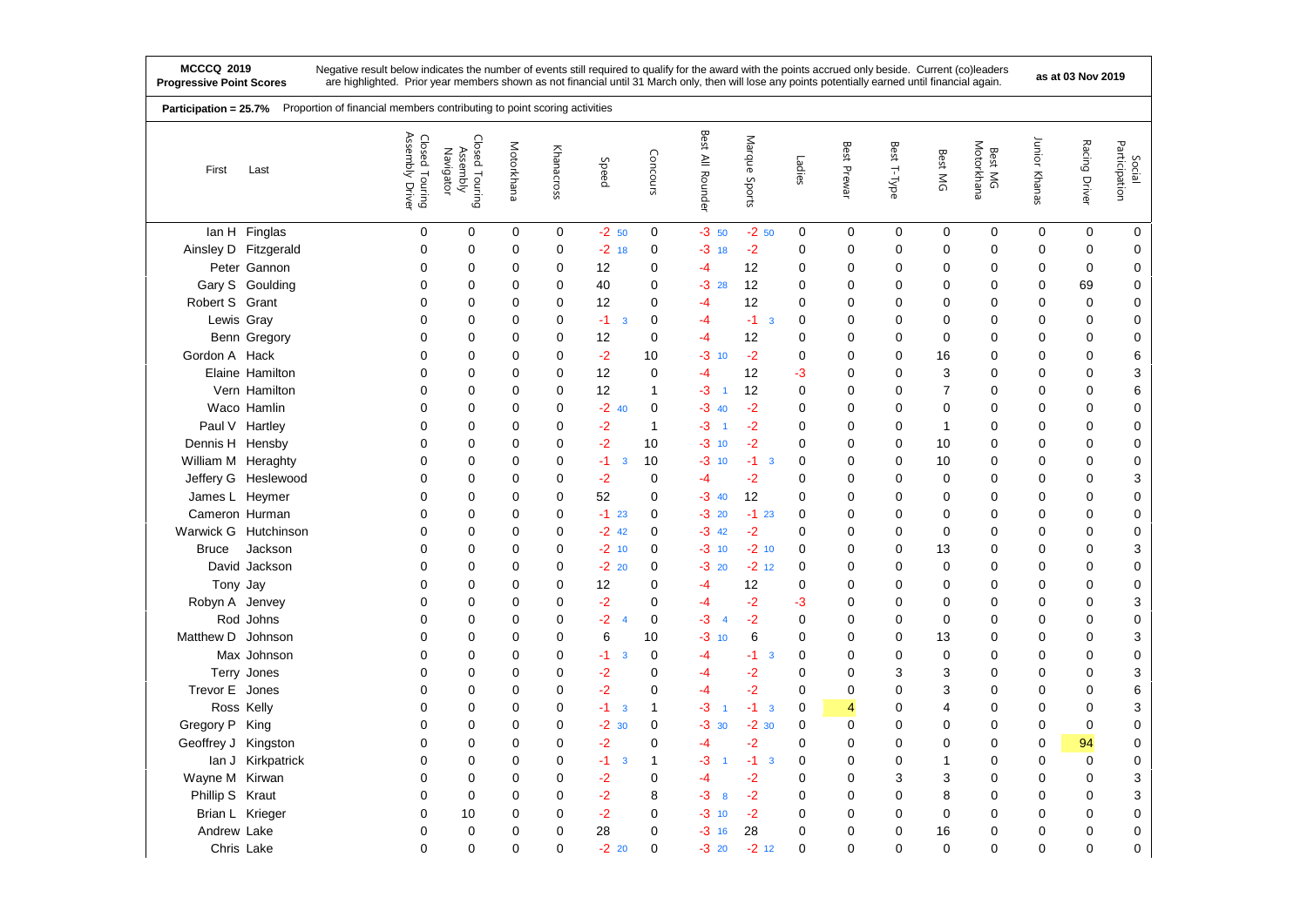**MCCCQ 2019**
**Progressive Point Scores**

Negative result below indicates the number of events still required to qualify for the award with the points accrued only beside. Current (co)leaders are highlighted. Prior year members shown as not financial until 31 March only, then will lose any points potentially earned until financial again.

**as at 03 Nov 2019**

**Participation = 25.7%** Proportion of financial members contributing to point scoring activities

| First | Last | Closed Touring Assembly Driver | Closed Touring Assembly Navigator | Motorkhana | Khanacross | Speed | Concours | Best All Rounder | Marque Sports | Ladies | Best Prewar | Best T-Type | Best MG | Best MG Motorkhana | Junior Khanas | Racing Driver | Social Participation |
|---|---|---|---|---|---|---|---|---|---|---|---|---|---|---|---|---|---|
| Ian H | Finglas | 0 | 0 | 0 | 0 | -2 50 | 0 | -3 50 | -2 50 | 0 | 0 | 0 | 0 | 0 | 0 | 0 | 0 |
| Ainsley D | Fitzgerald | 0 | 0 | 0 | 0 | -2 18 | 0 | -3 18 | -2 | 0 | 0 | 0 | 0 | 0 | 0 | 0 | 0 |
| Peter | Gannon | 0 | 0 | 0 | 0 | 12 | 0 | -4 | 12 | 0 | 0 | 0 | 0 | 0 | 0 | 0 | 0 |
| Gary S | Goulding | 0 | 0 | 0 | 0 | 40 | 0 | -3 28 | 12 | 0 | 0 | 0 | 0 | 0 | 0 | 69 | 0 |
| Robert S | Grant | 0 | 0 | 0 | 0 | 12 | 0 | -4 | 12 | 0 | 0 | 0 | 0 | 0 | 0 | 0 | 0 |
| Lewis | Gray | 0 | 0 | 0 | 0 | -1 3 | 0 | -4 | -1 3 | 0 | 0 | 0 | 0 | 0 | 0 | 0 | 0 |
| Benn | Gregory | 0 | 0 | 0 | 0 | 12 | 0 | -4 | 12 | 0 | 0 | 0 | 0 | 0 | 0 | 0 | 0 |
| Gordon A | Hack | 0 | 0 | 0 | 0 | -2 | 10 | -3 10 | -2 | 0 | 0 | 0 | 16 | 0 | 0 | 0 | 6 |
| Elaine | Hamilton | 0 | 0 | 0 | 0 | 12 | 0 | -4 | 12 | -3 | 0 | 0 | 3 | 0 | 0 | 0 | 3 |
| Vern | Hamilton | 0 | 0 | 0 | 0 | 12 | 1 | -3 1 | 12 | 0 | 0 | 0 | 7 | 0 | 0 | 0 | 6 |
| Waco | Hamlin | 0 | 0 | 0 | 0 | -2 40 | 0 | -3 40 | -2 | 0 | 0 | 0 | 0 | 0 | 0 | 0 | 0 |
| Paul V | Hartley | 0 | 0 | 0 | 0 | -2 | 1 | -3 1 | -2 | 0 | 0 | 0 | 1 | 0 | 0 | 0 | 0 |
| Dennis H | Hensby | 0 | 0 | 0 | 0 | -2 | 10 | -3 10 | -2 | 0 | 0 | 0 | 10 | 0 | 0 | 0 | 0 |
| William M | Heraghty | 0 | 0 | 0 | 0 | -1 3 | 10 | -3 10 | -1 3 | 0 | 0 | 0 | 10 | 0 | 0 | 0 | 0 |
| Jeffery G | Heslewood | 0 | 0 | 0 | 0 | -2 | 0 | -4 | -2 | 0 | 0 | 0 | 0 | 0 | 0 | 0 | 3 |
| James L | Heymer | 0 | 0 | 0 | 0 | 52 | 0 | -3 40 | 12 | 0 | 0 | 0 | 0 | 0 | 0 | 0 | 0 |
| Cameron | Hurman | 0 | 0 | 0 | 0 | -1 23 | 0 | -3 20 | -1 23 | 0 | 0 | 0 | 0 | 0 | 0 | 0 | 0 |
| Warwick G | Hutchinson | 0 | 0 | 0 | 0 | -2 42 | 0 | -3 42 | -2 | 0 | 0 | 0 | 0 | 0 | 0 | 0 | 0 |
| Bruce | Jackson | 0 | 0 | 0 | 0 | -2 10 | 0 | -3 10 | -2 10 | 0 | 0 | 0 | 13 | 0 | 0 | 0 | 3 |
| David | Jackson | 0 | 0 | 0 | 0 | -2 20 | 0 | -3 20 | -2 12 | 0 | 0 | 0 | 0 | 0 | 0 | 0 | 0 |
| Tony | Jay | 0 | 0 | 0 | 0 | 12 | 0 | -4 | 12 | 0 | 0 | 0 | 0 | 0 | 0 | 0 | 0 |
| Robyn A | Jenvey | 0 | 0 | 0 | 0 | -2 | 0 | -4 | -2 | -3 | 0 | 0 | 0 | 0 | 0 | 0 | 3 |
| Rod | Johns | 0 | 0 | 0 | 0 | -2 4 | 0 | -3 4 | -2 | 0 | 0 | 0 | 0 | 0 | 0 | 0 | 0 |
| Matthew D | Johnson | 0 | 0 | 0 | 0 | 6 | 10 | -3 10 | 6 | 0 | 0 | 0 | 13 | 0 | 0 | 0 | 3 |
| Max | Johnson | 0 | 0 | 0 | 0 | -1 3 | 0 | -4 | -1 3 | 0 | 0 | 0 | 0 | 0 | 0 | 0 | 0 |
| Terry | Jones | 0 | 0 | 0 | 0 | -2 | 0 | -4 | -2 | 0 | 0 | 3 | 3 | 0 | 0 | 0 | 3 |
| Trevor E | Jones | 0 | 0 | 0 | 0 | -2 | 0 | -4 | -2 | 0 | 0 | 0 | 3 | 0 | 0 | 0 | 6 |
| Ross | Kelly | 0 | 0 | 0 | 0 | -1 3 | 1 | -3 1 | -1 3 | 0 | 4 | 0 | 4 | 0 | 0 | 0 | 3 |
| Gregory P | King | 0 | 0 | 0 | 0 | -2 30 | 0 | -3 30 | -2 30 | 0 | 0 | 0 | 0 | 0 | 0 | 0 | 0 |
| Geoffrey J | Kingston | 0 | 0 | 0 | 0 | -2 | 0 | -4 | -2 | 0 | 0 | 0 | 0 | 0 | 0 | 94 | 0 |
| Ian J | Kirkpatrick | 0 | 0 | 0 | 0 | -1 3 | 1 | -3 1 | -1 3 | 0 | 0 | 0 | 1 | 0 | 0 | 0 | 0 |
| Wayne M | Kirwan | 0 | 0 | 0 | 0 | -2 | 0 | -4 | -2 | 0 | 0 | 3 | 3 | 0 | 0 | 0 | 3 |
| Phillip S | Kraut | 0 | 0 | 0 | 0 | -2 | 8 | -3 8 | -2 | 0 | 0 | 0 | 8 | 0 | 0 | 0 | 3 |
| Brian L | Krieger | 0 | 10 | 0 | 0 | -2 | 0 | -3 10 | -2 | 0 | 0 | 0 | 0 | 0 | 0 | 0 | 0 |
| Andrew | Lake | 0 | 0 | 0 | 0 | 28 | 0 | -3 16 | 28 | 0 | 0 | 0 | 16 | 0 | 0 | 0 | 0 |
| Chris | Lake | 0 | 0 | 0 | 0 | -2 20 | 0 | -3 20 | -2 12 | 0 | 0 | 0 | 0 | 0 | 0 | 0 | 0 |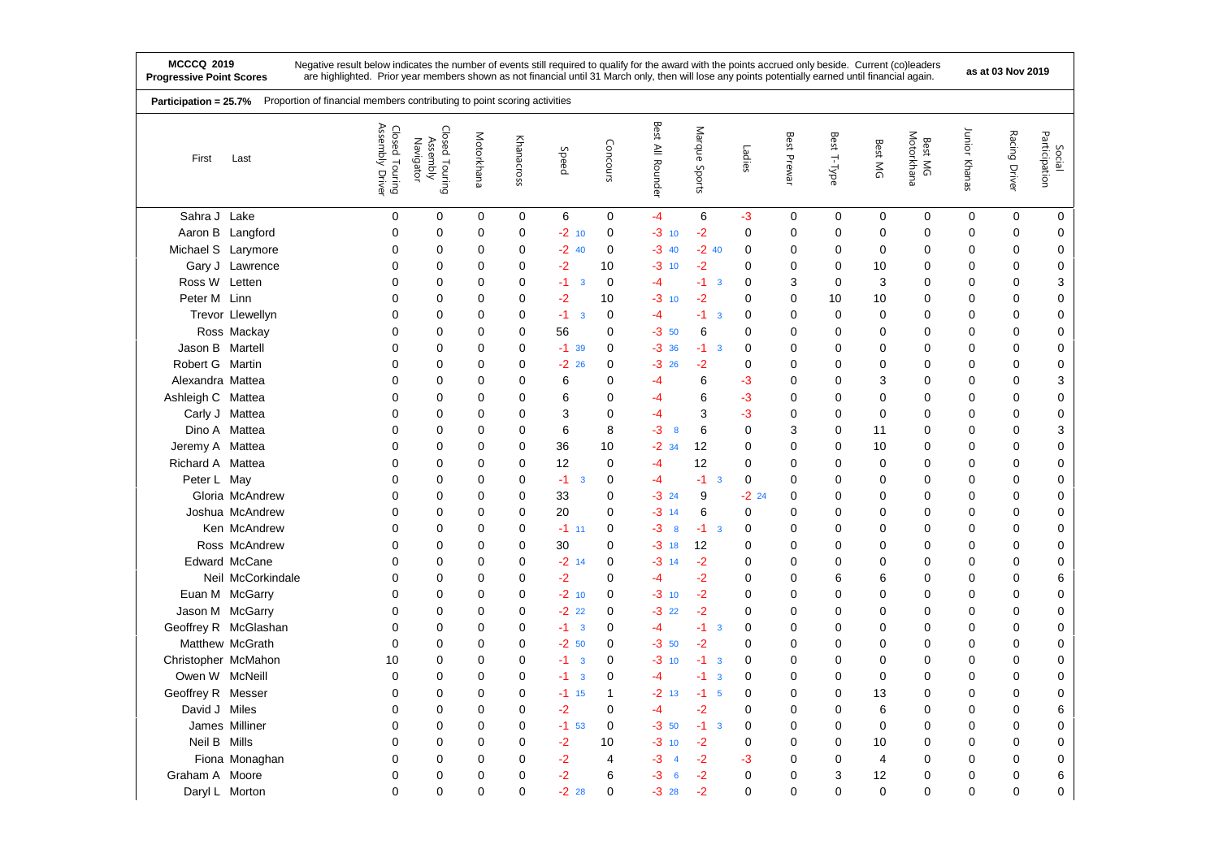**MCCCQ 2019**
**Progressive Point Scores**

Negative result below indicates the number of events still required to qualify for the award with the points accrued only beside. Current (co)leaders are highlighted. Prior year members shown as not financial until 31 March only, then will lose any points potentially earned until financial again.

**as at 03 Nov 2019**

**Participation = 25.7%** Proportion of financial members contributing to point scoring activities

| First | Last | Closed Touring Assembly Driver | Closed Touring Assembly Navigator | Motorkhana | Khanacross | Speed | Concours | Best All Rounder | Marque Sports | Ladies | Best Prewar | Best T-Type | Best MG | Best MG Motorkhana | Junior Khanas | Racing Driver | Social Participation |
|---|---|---|---|---|---|---|---|---|---|---|---|---|---|---|---|---|---|
| Sahra J | Lake | 0 | 0 | 0 | 0 | 6 | 0 | -4 | 6 | -3 | 0 | 0 | 0 | 0 | 0 | 0 | 0 |
| Aaron B | Langford | 0 | 0 | 0 | 0 | -2 10 | 0 | -3 10 | -2 | 0 | 0 | 0 | 0 | 0 | 0 | 0 | 0 |
| Michael S | Larymore | 0 | 0 | 0 | 0 | -2 40 | 0 | -3 40 | -2 40 | 0 | 0 | 0 | 0 | 0 | 0 | 0 | 0 |
| Gary J | Lawrence | 0 | 0 | 0 | 0 | -2 | 10 | -3 10 | -2 | 0 | 0 | 0 | 10 | 0 | 0 | 0 | 0 |
| Ross W | Letten | 0 | 0 | 0 | 0 | -1 3 | 0 | -4 | -1 3 | 0 | 3 | 0 | 3 | 0 | 0 | 0 | 3 |
| Peter M | Linn | 0 | 0 | 0 | 0 | -2 | 10 | -3 10 | -2 | 0 | 0 | 10 | 10 | 0 | 0 | 0 | 0 |
| Trevor | Llewellyn | 0 | 0 | 0 | 0 | -1 3 | 0 | -4 | -1 3 | 0 | 0 | 0 | 0 | 0 | 0 | 0 | 0 |
| Ross | Mackay | 0 | 0 | 0 | 0 | 56 | 0 | -3 50 | 6 | 0 | 0 | 0 | 0 | 0 | 0 | 0 | 0 |
| Jason B | Martell | 0 | 0 | 0 | 0 | -1 39 | 0 | -3 36 | -1 3 | 0 | 0 | 0 | 0 | 0 | 0 | 0 | 0 |
| Robert G | Martin | 0 | 0 | 0 | 0 | -2 26 | 0 | -3 26 | -2 | 0 | 0 | 0 | 0 | 0 | 0 | 0 | 0 |
| Alexandra | Mattea | 0 | 0 | 0 | 0 | 6 | 0 | -4 | 6 | -3 | 0 | 0 | 3 | 0 | 0 | 0 | 3 |
| Ashleigh C | Mattea | 0 | 0 | 0 | 0 | 6 | 0 | -4 | 6 | -3 | 0 | 0 | 0 | 0 | 0 | 0 | 0 |
| Carly J | Mattea | 0 | 0 | 0 | 0 | 3 | 0 | -4 | 3 | -3 | 0 | 0 | 0 | 0 | 0 | 0 | 0 |
| Dino A | Mattea | 0 | 0 | 0 | 0 | 6 | 8 | -3 8 | 6 | 0 | 3 | 0 | 11 | 0 | 0 | 0 | 3 |
| Jeremy A | Mattea | 0 | 0 | 0 | 0 | 36 | 10 | -2 34 | 12 | 0 | 0 | 0 | 10 | 0 | 0 | 0 | 0 |
| Richard A | Mattea | 0 | 0 | 0 | 0 | 12 | 0 | -4 | 12 | 0 | 0 | 0 | 0 | 0 | 0 | 0 | 0 |
| Peter L | May | 0 | 0 | 0 | 0 | -1 3 | 0 | -4 | -1 3 | 0 | 0 | 0 | 0 | 0 | 0 | 0 | 0 |
| Gloria | McAndrew | 0 | 0 | 0 | 0 | 33 | 0 | -3 24 | 9 | -2 24 | 0 | 0 | 0 | 0 | 0 | 0 | 0 |
| Joshua | McAndrew | 0 | 0 | 0 | 0 | 20 | 0 | -3 14 | 6 | 0 | 0 | 0 | 0 | 0 | 0 | 0 | 0 |
| Ken | McAndrew | 0 | 0 | 0 | 0 | -1 11 | 0 | -3 8 | -1 3 | 0 | 0 | 0 | 0 | 0 | 0 | 0 | 0 |
| Ross | McAndrew | 0 | 0 | 0 | 0 | 30 | 0 | -3 18 | 12 | 0 | 0 | 0 | 0 | 0 | 0 | 0 | 0 |
| Edward | McCane | 0 | 0 | 0 | 0 | -2 14 | 0 | -3 14 | -2 | 0 | 0 | 0 | 0 | 0 | 0 | 0 | 0 |
| Neil | McCorkindale | 0 | 0 | 0 | 0 | -2 | 0 | -4 | -2 | 0 | 0 | 6 | 6 | 0 | 0 | 0 | 6 |
| Euan M | McGarry | 0 | 0 | 0 | 0 | -2 10 | 0 | -3 10 | -2 | 0 | 0 | 0 | 0 | 0 | 0 | 0 | 0 |
| Jason M | McGarry | 0 | 0 | 0 | 0 | -2 22 | 0 | -3 22 | -2 | 0 | 0 | 0 | 0 | 0 | 0 | 0 | 0 |
| Geoffrey R | McGlashan | 0 | 0 | 0 | 0 | -1 3 | 0 | -4 | -1 3 | 0 | 0 | 0 | 0 | 0 | 0 | 0 | 0 |
| Matthew | McGrath | 0 | 0 | 0 | 0 | -2 50 | 0 | -3 50 | -2 | 0 | 0 | 0 | 0 | 0 | 0 | 0 | 0 |
| Christopher | McMahon | 10 | 0 | 0 | 0 | -1 3 | 0 | -3 10 | -1 3 | 0 | 0 | 0 | 0 | 0 | 0 | 0 | 0 |
| Owen W | McNeill | 0 | 0 | 0 | 0 | -1 3 | 0 | -4 | -1 3 | 0 | 0 | 0 | 0 | 0 | 0 | 0 | 0 |
| Geoffrey R | Messer | 0 | 0 | 0 | 0 | -1 15 | 1 | -2 13 | -1 5 | 0 | 0 | 0 | 13 | 0 | 0 | 0 | 0 |
| David J | Miles | 0 | 0 | 0 | 0 | -2 | 0 | -4 | -2 | 0 | 0 | 0 | 6 | 0 | 0 | 0 | 6 |
| James | Milliner | 0 | 0 | 0 | 0 | -1 53 | 0 | -3 50 | -1 3 | 0 | 0 | 0 | 0 | 0 | 0 | 0 | 0 |
| Neil B | Mills | 0 | 0 | 0 | 0 | -2 | 10 | -3 10 | -2 | 0 | 0 | 0 | 10 | 0 | 0 | 0 | 0 |
| Fiona | Monaghan | 0 | 0 | 0 | 0 | -2 | 4 | -3 4 | -2 | -3 | 0 | 0 | 4 | 0 | 0 | 0 | 0 |
| Graham A | Moore | 0 | 0 | 0 | 0 | -2 | 6 | -3 6 | -2 | 0 | 0 | 3 | 12 | 0 | 0 | 0 | 6 |
| Daryl L | Morton | 0 | 0 | 0 | 0 | -2 28 | 0 | -3 28 | -2 | 0 | 0 | 0 | 0 | 0 | 0 | 0 | 0 |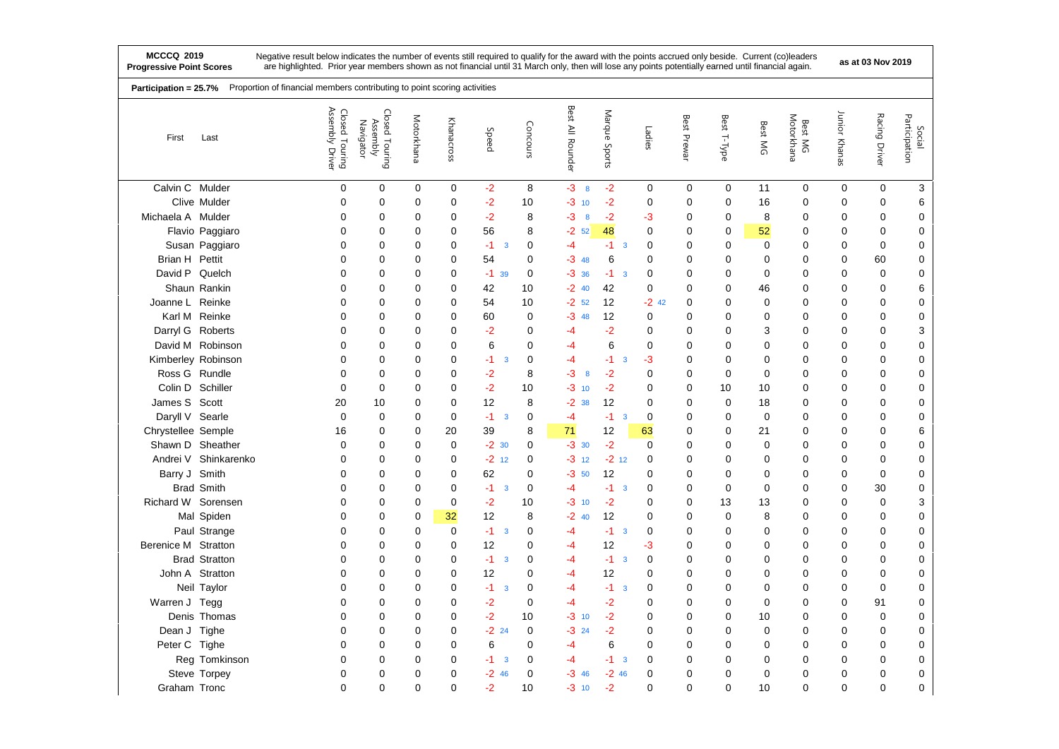| **MCCCQ 2019 Progressive Point Scores** | Negative result below indicates the number of events still required to qualify for the award with the points accrued only beside. Current (co)leaders are highlighted. Prior year members shown as not financial until 31 March only, then will lose any points potentially earned until financial again. | **as at 03 Nov 2019** |
|---|---|---|

**Participation = 25.7%** Proportion of financial members contributing to point scoring activities

| First | Last | Closed Touring Assembly Driver | Closed Touring Assembly Navigator | Motorkhana | Khanacross | Speed | Concours | Best All Rounder | Marque Sports | Ladies | Best Prewar | Best T-Type | Best MG | Best MG Motorkhana | Junior Khanas | Racing Driver | Social Participation |
|---|---|---|---|---|---|---|---|---|---|---|---|---|---|---|---|---|---|
| Calvin C | Mulder | 0 | 0 | 0 | 0 | -2 | 8 | -3 8 | -2 | 0 | 0 | 0 | 11 | 0 | 0 | 0 | 3 |
| Clive | Mulder | 0 | 0 | 0 | 0 | -2 | 10 | -3 10 | -2 | 0 | 0 | 0 | 16 | 0 | 0 | 0 | 6 |
| Michaela A | Mulder | 0 | 0 | 0 | 0 | -2 | 8 | -3 8 | -2 | -3 | 0 | 0 | 8 | 0 | 0 | 0 | 0 |
| Flavio | Paggiaro | 0 | 0 | 0 | 0 | 56 | 8 | -2 52 | 48 | 0 | 0 | 0 | 52 | 0 | 0 | 0 | 0 |
| Susan | Paggiaro | 0 | 0 | 0 | 0 | -1 3 | 0 | -4 | -1 3 | 0 | 0 | 0 | 0 | 0 | 0 | 0 | 0 |
| Brian H | Pettit | 0 | 0 | 0 | 0 | 54 | 0 | -3 48 | 6 | 0 | 0 | 0 | 0 | 0 | 0 | 60 | 0 |
| David P | Quelch | 0 | 0 | 0 | 0 | -1 39 | 0 | -3 36 | -1 3 | 0 | 0 | 0 | 0 | 0 | 0 | 0 | 0 |
| Shaun | Rankin | 0 | 0 | 0 | 0 | 42 | 10 | -2 40 | 42 | 0 | 0 | 0 | 46 | 0 | 0 | 0 | 6 |
| Joanne L | Reinke | 0 | 0 | 0 | 0 | 54 | 10 | -2 52 | 12 | -2 42 | 0 | 0 | 0 | 0 | 0 | 0 | 0 |
| Karl M | Reinke | 0 | 0 | 0 | 0 | 60 | 0 | -3 48 | 12 | 0 | 0 | 0 | 0 | 0 | 0 | 0 | 0 |
| Darryl G | Roberts | 0 | 0 | 0 | 0 | -2 | 0 | -4 | -2 | 0 | 0 | 0 | 3 | 0 | 0 | 0 | 3 |
| David M | Robinson | 0 | 0 | 0 | 0 | 6 | 0 | -4 | 6 | 0 | 0 | 0 | 0 | 0 | 0 | 0 | 0 |
| Kimberley | Robinson | 0 | 0 | 0 | 0 | -1 3 | 0 | -4 | -1 3 | -3 | 0 | 0 | 0 | 0 | 0 | 0 | 0 |
| Ross G | Rundle | 0 | 0 | 0 | 0 | -2 | 8 | -3 8 | -2 | 0 | 0 | 0 | 0 | 0 | 0 | 0 | 0 |
| Colin D | Schiller | 0 | 0 | 0 | 0 | -2 | 10 | -3 10 | -2 | 0 | 0 | 10 | 10 | 0 | 0 | 0 | 0 |
| James S | Scott | 20 | 10 | 0 | 0 | 12 | 8 | -2 38 | 12 | 0 | 0 | 0 | 18 | 0 | 0 | 0 | 0 |
| Daryll V | Searle | 0 | 0 | 0 | 0 | -1 3 | 0 | -4 | -1 3 | 0 | 0 | 0 | 0 | 0 | 0 | 0 | 0 |
| Chrystellee | Semple | 16 | 0 | 0 | 20 | 39 | 8 | 71 | 12 | 63 | 0 | 0 | 21 | 0 | 0 | 0 | 6 |
| Shawn D | Sheather | 0 | 0 | 0 | 0 | -2 30 | 0 | -3 30 | -2 | 0 | 0 | 0 | 0 | 0 | 0 | 0 | 0 |
| Andrei V | Shinkarenko | 0 | 0 | 0 | 0 | -2 12 | 0 | -3 12 | -2 12 | 0 | 0 | 0 | 0 | 0 | 0 | 0 | 0 |
| Barry J | Smith | 0 | 0 | 0 | 0 | 62 | 0 | -3 50 | 12 | 0 | 0 | 0 | 0 | 0 | 0 | 0 | 0 |
| Brad | Smith | 0 | 0 | 0 | 0 | -1 3 | 0 | -4 | -1 3 | 0 | 0 | 0 | 0 | 0 | 0 | 30 | 0 |
| Richard W | Sorensen | 0 | 0 | 0 | 0 | -2 | 10 | -3 10 | -2 | 0 | 0 | 13 | 13 | 0 | 0 | 0 | 3 |
| Mal | Spiden | 0 | 0 | 0 | 32 | 12 | 8 | -2 40 | 12 | 0 | 0 | 0 | 8 | 0 | 0 | 0 | 0 |
| Paul | Strange | 0 | 0 | 0 | 0 | -1 3 | 0 | -4 | -1 3 | 0 | 0 | 0 | 0 | 0 | 0 | 0 | 0 |
| Berenice M | Stratton | 0 | 0 | 0 | 0 | 12 | 0 | -4 | 12 | -3 | 0 | 0 | 0 | 0 | 0 | 0 | 0 |
| Brad | Stratton | 0 | 0 | 0 | 0 | -1 3 | 0 | -4 | -1 3 | 0 | 0 | 0 | 0 | 0 | 0 | 0 | 0 |
| John A | Stratton | 0 | 0 | 0 | 0 | 12 | 0 | -4 | 12 | 0 | 0 | 0 | 0 | 0 | 0 | 0 | 0 |
| Neil | Taylor | 0 | 0 | 0 | 0 | -1 3 | 0 | -4 | -1 3 | 0 | 0 | 0 | 0 | 0 | 0 | 0 | 0 |
| Warren J | Tegg | 0 | 0 | 0 | 0 | -2 | 0 | -4 | -2 | 0 | 0 | 0 | 0 | 0 | 0 | 91 | 0 |
| Denis | Thomas | 0 | 0 | 0 | 0 | -2 | 10 | -3 10 | -2 | 0 | 0 | 0 | 10 | 0 | 0 | 0 | 0 |
| Dean J | Tighe | 0 | 0 | 0 | 0 | -2 24 | 0 | -3 24 | -2 | 0 | 0 | 0 | 0 | 0 | 0 | 0 | 0 |
| Peter C | Tighe | 0 | 0 | 0 | 0 | 6 | 0 | -4 | 6 | 0 | 0 | 0 | 0 | 0 | 0 | 0 | 0 |
| Reg | Tomkinson | 0 | 0 | 0 | 0 | -1 3 | 0 | -4 | -1 3 | 0 | 0 | 0 | 0 | 0 | 0 | 0 | 0 |
| Steve | Torpey | 0 | 0 | 0 | 0 | -2 46 | 0 | -3 46 | -2 46 | 0 | 0 | 0 | 0 | 0 | 0 | 0 | 0 |
| Graham | Tronc | 0 | 0 | 0 | 0 | -2 | 10 | -3 10 | -2 | 0 | 0 | 0 | 10 | 0 | 0 | 0 | 0 |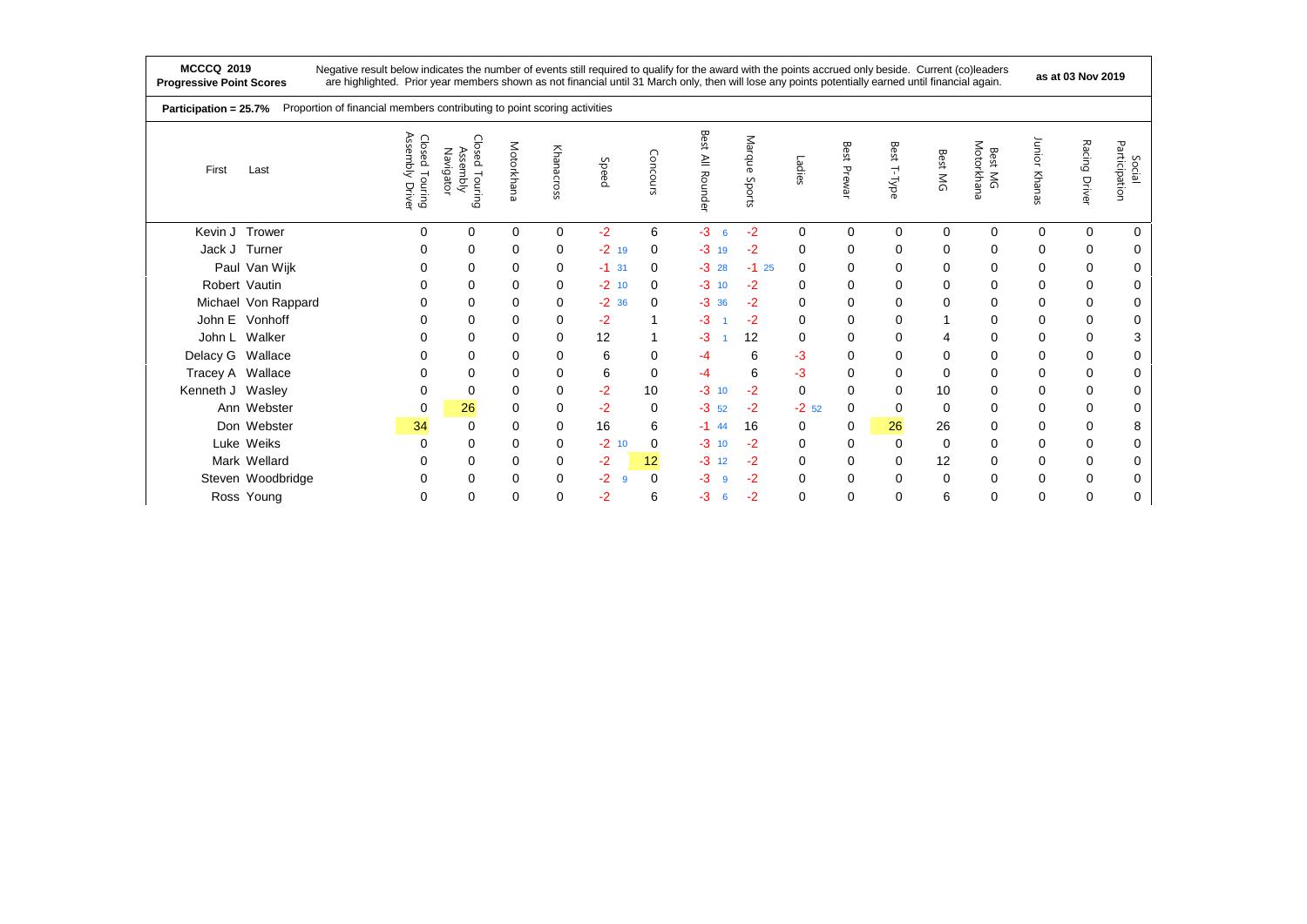**MCCCQ 2019**
**Progressive Point Scores**

Negative result below indicates the number of events still required to qualify for the award with the points accrued only beside. Current (co)leaders are highlighted. Prior year members shown as not financial until 31 March only, then will lose any points potentially earned until financial again.

**as at 03 Nov 2019**

**Participation = 25.7%** Proportion of financial members contributing to point scoring activities

| First | Last | Closed Touring Assembly Driver | Closed Touring Assembly Navigator | Motorkhana | Khanacross | Speed | Concours | Best All Rounder | Marque Sports | Ladies | Best Prewar | Best T-Type | Best MG | Best MG Motorkhana | Junior Khanas | Racing Driver | Social Participation |
|---|---|---|---|---|---|---|---|---|---|---|---|---|---|---|---|---|---|
| Kevin J | Trower | 0 | 0 | 0 | 0 | -2 | 6 | -3 6 | -2 | 0 | 0 | 0 | 0 | 0 | 0 | 0 | 0 |
| Jack J | Turner | 0 | 0 | 0 | 0 | -2 19 | 0 | -3 19 | -2 | 0 | 0 | 0 | 0 | 0 | 0 | 0 | 0 |
| Paul | Van Wijk | 0 | 0 | 0 | 0 | -1 31 | 0 | -3 28 | -1 25 | 0 | 0 | 0 | 0 | 0 | 0 | 0 | 0 |
| Robert | Vautin | 0 | 0 | 0 | 0 | -2 10 | 0 | -3 10 | -2 | 0 | 0 | 0 | 0 | 0 | 0 | 0 | 0 |
| Michael | Von Rappard | 0 | 0 | 0 | 0 | -2 36 | 0 | -3 36 | -2 | 0 | 0 | 0 | 0 | 0 | 0 | 0 | 0 |
| John E | Vonhoff | 0 | 0 | 0 | 0 | -2 | 1 | -3 1 | -2 | 0 | 0 | 0 | 1 | 0 | 0 | 0 | 0 |
| John L | Walker | 0 | 0 | 0 | 0 | 12 | 1 | -3 1 | 12 | 0 | 0 | 0 | 4 | 0 | 0 | 0 | 3 |
| Delacy G | Wallace | 0 | 0 | 0 | 0 | 6 | 0 | -4 | 6 | -3 | 0 | 0 | 0 | 0 | 0 | 0 | 0 |
| Tracey A | Wallace | 0 | 0 | 0 | 0 | 6 | 0 | -4 | 6 | -3 | 0 | 0 | 0 | 0 | 0 | 0 | 0 |
| Kenneth J | Wasley | 0 | 0 | 0 | 0 | -2 | 10 | -3 10 | -2 | 0 | 0 | 0 | 10 | 0 | 0 | 0 | 0 |
| Ann | Webster | 0 | 26 | 0 | 0 | -2 | 0 | -3 52 | -2 | -2 52 | 0 | 0 | 0 | 0 | 0 | 0 | 0 |
| Don | Webster | 34 | 0 | 0 | 0 | 16 | 6 | -1 44 | 16 | 0 | 0 | 26 | 26 | 0 | 0 | 0 | 8 |
| Luke | Weiks | 0 | 0 | 0 | 0 | -2 10 | 0 | -3 10 | -2 | 0 | 0 | 0 | 0 | 0 | 0 | 0 | 0 |
| Mark | Wellard | 0 | 0 | 0 | 0 | -2 | 12 | -3 12 | -2 | 0 | 0 | 0 | 12 | 0 | 0 | 0 | 0 |
| Steven | Woodbridge | 0 | 0 | 0 | 0 | -2 9 | 0 | -3 9 | -2 | 0 | 0 | 0 | 0 | 0 | 0 | 0 | 0 |
| Ross | Young | 0 | 0 | 0 | 0 | -2 | 6 | -3 6 | -2 | 0 | 0 | 0 | 6 | 0 | 0 | 0 | 0 |